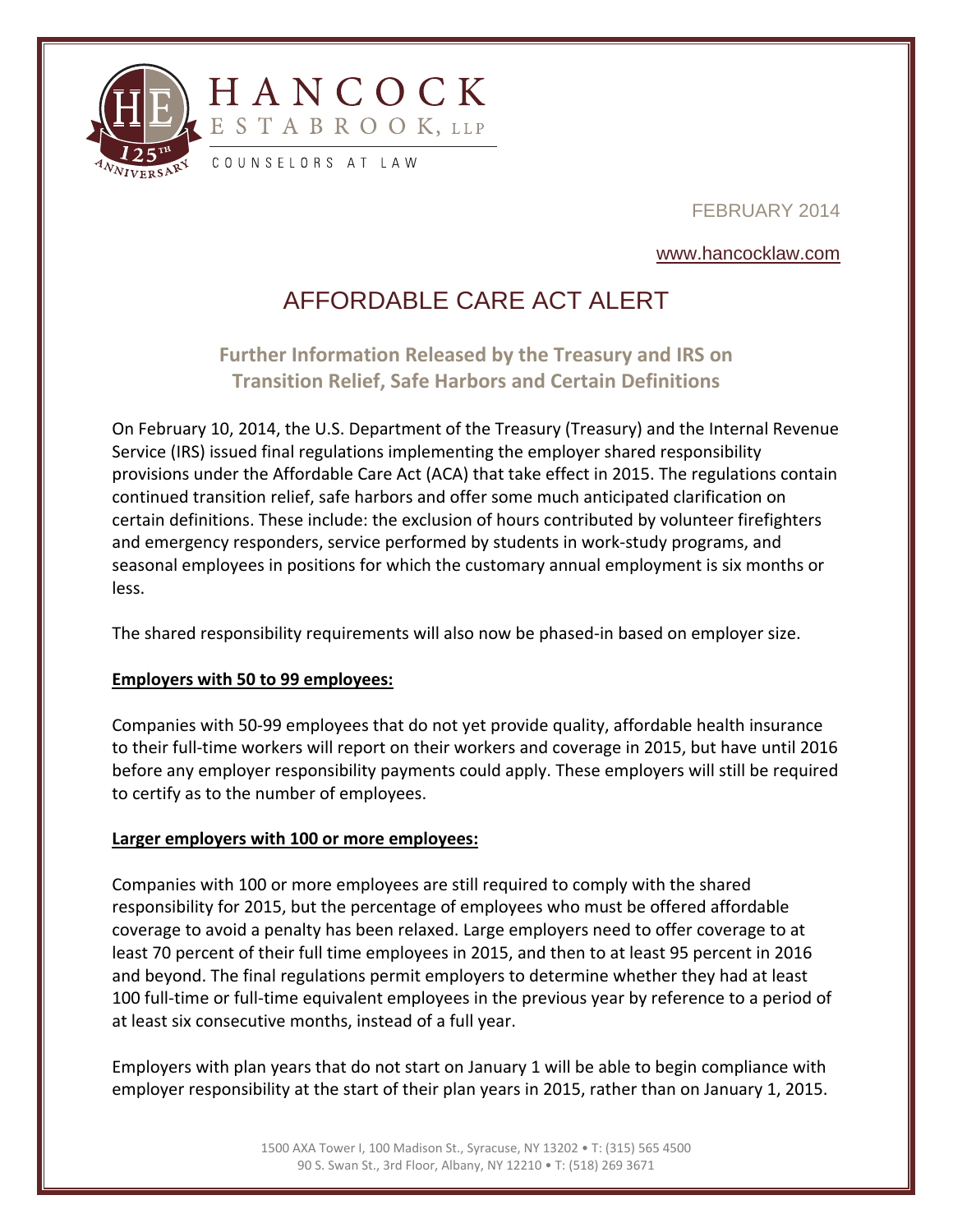HANCOCK ESTABROOK, LLP

COUNSELORS AT LAW

FEBRUARY 2014

www.hancocklaw.com

# AFFORDABLE CARE ACT ALERT

## Further Information Released by the Treasury and IRS on Transition Relief, Safe Harbors and Certain Definitions

On February 10, 2014, the U.S. Department of the Treasury (Treasury) and the Internal Revenue Service (IRS) issued final regulations implementing the employer shared responsibility provisions under the Affordable Care Act (ACA) that take effect in 2015. The regulations contain continued transition relief, safe harbors and offer some much anticipated clarification on certain definitions. These include: the exclusion of hours contributed by volunteer firefighters and emergency responders, service performed by students in work-study programs, and seasonal employees in positions for which the customary annual employment is six months or less.

The shared responsibility requirements will also now be phased-in based on employer size.

**Employers with 50 to 99 employees:**

Companies with 50-99 employees that do not yet provide quality, affordable health insurance to their full-time workers will report on their workers and coverage in 2015, but have until 2016 before any employer responsibility payments could apply. These employers will still be required to certify as to the number of employees.

**Larger employers with 100 or more employees:**

Companies with 100 or more employees are still required to comply with the shared responsibility for 2015, but the percentage of employees who must be offered affordable coverage to avoid a penalty has been relaxed. Large employers need to offer coverage to at least 70 percent of their full time employees in 2015, and then to at least 95 percent in 2016 and beyond. The final regulations permit employers to determine whether they had at least 100 full-time or full-time equivalent employees in the previous year by reference to a period of at least six consecutive months, instead of a full year.

Employers with plan years that do not start on January 1 will be able to begin compliance with employer responsibility at the start of their plan years in 2015, rather than on January 1, 2015.

1500 AXA Tower I, 100 Madison St., Syracuse, NY 13202 • T: (315) 565 4500
90 S. Swan St., 3rd Floor, Albany, NY 12210 • T: (518) 269 3671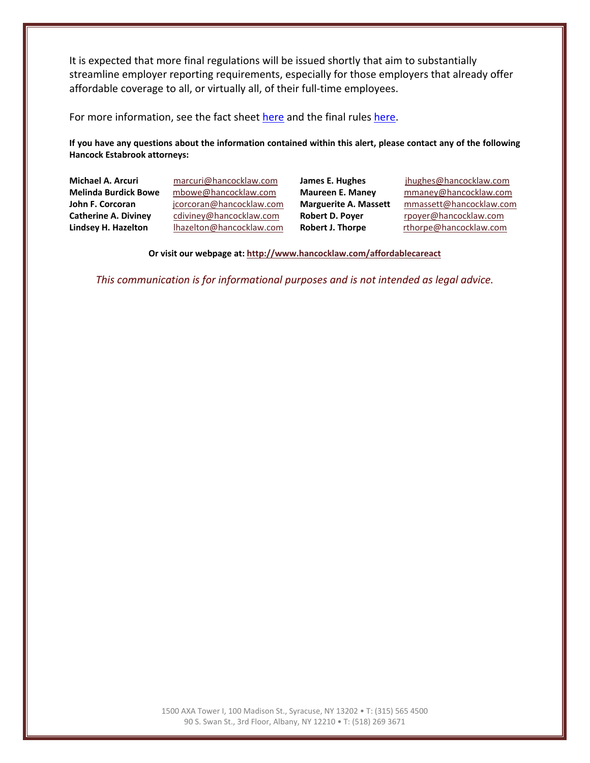It is expected that more final regulations will be issued shortly that aim to substantially streamline employer reporting requirements, especially for those employers that already offer affordable coverage to all, or virtually all, of their full-time employees.

For more information, see the fact sheet here and the final rules here.

**If you have any questions about the information contained within this alert, please contact any of the following Hancock Estabrook attorneys:**

| | | | |
|---|---|---|---|
| **Michael A. Arcuri** | marcuri@hancocklaw.com | **James E. Hughes** | jhughes@hancocklaw.com |
| **Melinda Burdick Bowe** | mbowe@hancocklaw.com | **Maureen E. Maney** | mmaney@hancocklaw.com |
| **John F. Corcoran** | jcorcoran@hancocklaw.com | **Marguerite A. Massett** | mmassett@hancocklaw.com |
| **Catherine A. Diviney** | cdiviney@hancocklaw.com | **Robert D. Poyer** | rpoyer@hancocklaw.com |
| **Lindsey H. Hazelton** | lhazelton@hancocklaw.com | **Robert J. Thorpe** | rthorpe@hancocklaw.com |

**Or visit our webpage at: http://www.hancocklaw.com/affordablecareact**

*This communication is for informational purposes and is not intended as legal advice.*

1500 AXA Tower I, 100 Madison St., Syracuse, NY 13202 • T: (315) 565 4500
90 S. Swan St., 3rd Floor, Albany, NY 12210 • T: (518) 269 3671